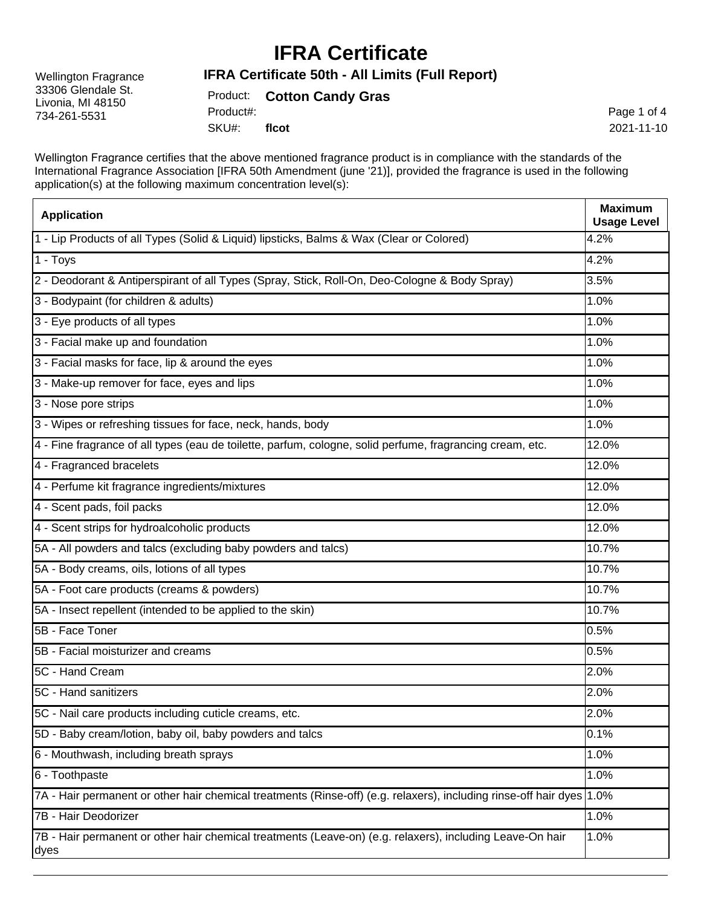# IFRA Certificate

Wellington Fragrance
33306 Glendale St.
Livonia, MI 48150
734-261-5531

## IFRA Certificate 50th - All Limits (Full Report)

Product: **Cotton Candy Gras**
Product#:
SKU#: **flcot**

2021-11-10

Wellington Fragrance certifies that the above mentioned fragrance product is in compliance with the standards of the International Fragrance Association [IFRA 50th Amendment (june '21)], provided the fragrance is used in the following application(s) at the following maximum concentration level(s):

| Application | Maximum Usage Level |
|---|---|
| 1 - Lip Products of all Types (Solid & Liquid) lipsticks, Balms & Wax (Clear or Colored) | 4.2% |
| 1 - Toys | 4.2% |
| 2 - Deodorant & Antiperspirant of all Types (Spray, Stick, Roll-On, Deo-Cologne & Body Spray) | 3.5% |
| 3 - Bodypaint (for children & adults) | 1.0% |
| 3 - Eye products of all types | 1.0% |
| 3 - Facial make up and foundation | 1.0% |
| 3 - Facial masks for face, lip & around the eyes | 1.0% |
| 3 - Make-up remover for face, eyes and lips | 1.0% |
| 3 - Nose pore strips | 1.0% |
| 3 - Wipes or refreshing tissues for face, neck, hands, body | 1.0% |
| 4 - Fine fragrance of all types (eau de toilette, parfum, cologne, solid perfume, fragrancing cream, etc. | 12.0% |
| 4 - Fragranced bracelets | 12.0% |
| 4 - Perfume kit fragrance ingredients/mixtures | 12.0% |
| 4 - Scent pads, foil packs | 12.0% |
| 4 - Scent strips for hydroalcoholic products | 12.0% |
| 5A - All powders and talcs (excluding baby powders and talcs) | 10.7% |
| 5A - Body creams, oils, lotions of all types | 10.7% |
| 5A - Foot care products (creams & powders) | 10.7% |
| 5A - Insect repellent (intended to be applied to the skin) | 10.7% |
| 5B - Face Toner | 0.5% |
| 5B - Facial moisturizer and creams | 0.5% |
| 5C - Hand Cream | 2.0% |
| 5C - Hand sanitizers | 2.0% |
| 5C - Nail care products including cuticle creams, etc. | 2.0% |
| 5D - Baby cream/lotion, baby oil, baby powders and talcs | 0.1% |
| 6 - Mouthwash, including breath sprays | 1.0% |
| 6 - Toothpaste | 1.0% |
| 7A - Hair permanent or other hair chemical treatments (Rinse-off) (e.g. relaxers), including rinse-off hair dyes | 1.0% |
| 7B - Hair Deodorizer | 1.0% |
| 7B - Hair permanent or other hair chemical treatments (Leave-on) (e.g. relaxers), including Leave-On hair dyes | 1.0% |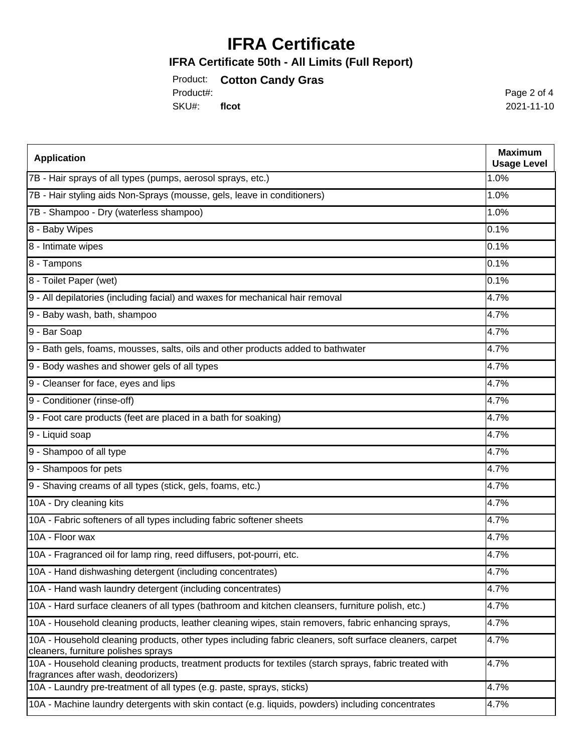# IFRA Certificate

## IFRA Certificate 50th - All Limits (Full Report)

Product: **Cotton Candy Gras**
Product#:
SKU#: **flcot**

2021-11-10

| Application | Maximum Usage Level |
|---|---|
| 7B - Hair sprays of all types (pumps, aerosol sprays, etc.) | 1.0% |
| 7B - Hair styling aids Non-Sprays (mousse, gels, leave in conditioners) | 1.0% |
| 7B - Shampoo - Dry (waterless shampoo) | 1.0% |
| 8 - Baby Wipes | 0.1% |
| 8 - Intimate wipes | 0.1% |
| 8 - Tampons | 0.1% |
| 8 - Toilet Paper (wet) | 0.1% |
| 9 - All depilatories (including facial) and waxes for mechanical hair removal | 4.7% |
| 9 - Baby wash, bath, shampoo | 4.7% |
| 9 - Bar Soap | 4.7% |
| 9 - Bath gels, foams, mousses, salts, oils and other products added to bathwater | 4.7% |
| 9 - Body washes and shower gels of all types | 4.7% |
| 9 - Cleanser for face, eyes and lips | 4.7% |
| 9 - Conditioner (rinse-off) | 4.7% |
| 9 - Foot care products (feet are placed in a bath for soaking) | 4.7% |
| 9 - Liquid soap | 4.7% |
| 9 - Shampoo of all type | 4.7% |
| 9 - Shampoos for pets | 4.7% |
| 9 - Shaving creams of all types (stick, gels, foams, etc.) | 4.7% |
| 10A - Dry cleaning kits | 4.7% |
| 10A - Fabric softeners of all types including fabric softener sheets | 4.7% |
| 10A - Floor wax | 4.7% |
| 10A - Fragranced oil for lamp ring, reed diffusers, pot-pourri, etc. | 4.7% |
| 10A - Hand dishwashing detergent (including concentrates) | 4.7% |
| 10A - Hand wash laundry detergent (including concentrates) | 4.7% |
| 10A - Hard surface cleaners of all types (bathroom and kitchen cleansers, furniture polish, etc.) | 4.7% |
| 10A - Household cleaning products, leather cleaning wipes, stain removers, fabric enhancing sprays, | 4.7% |
| 10A - Household cleaning products, other types including fabric cleaners, soft surface cleaners, carpet cleaners, furniture polishes sprays | 4.7% |
| 10A - Household cleaning products, treatment products for textiles (starch sprays, fabric treated with fragrances after wash, deodorizers) | 4.7% |
| 10A - Laundry pre-treatment of all types (e.g. paste, sprays, sticks) | 4.7% |
| 10A - Machine laundry detergents with skin contact (e.g. liquids, powders) including concentrates | 4.7% |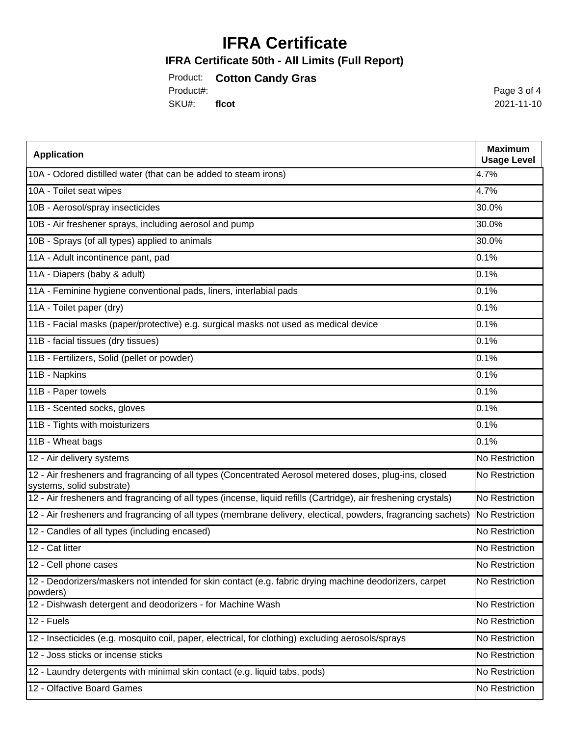# IFRA Certificate

## IFRA Certificate 50th - All Limits (Full Report)

Product: **Cotton Candy Gras**

Product#:

SKU#: **flcot**

2021-11-10

| Application | Maximum Usage Level |
|---|---|
| 10A - Odored distilled water (that can be added to steam irons) | 4.7% |
| 10A - Toilet seat wipes | 4.7% |
| 10B - Aerosol/spray insecticides | 30.0% |
| 10B - Air freshener sprays, including aerosol and pump | 30.0% |
| 10B - Sprays (of all types) applied to animals | 30.0% |
| 11A - Adult incontinence pant, pad | 0.1% |
| 11A - Diapers (baby & adult) | 0.1% |
| 11A - Feminine hygiene conventional pads, liners, interlabial pads | 0.1% |
| 11A - Toilet paper (dry) | 0.1% |
| 11B - Facial masks (paper/protective) e.g. surgical masks not used as medical device | 0.1% |
| 11B - facial tissues (dry tissues) | 0.1% |
| 11B - Fertilizers, Solid (pellet or powder) | 0.1% |
| 11B - Napkins | 0.1% |
| 11B - Paper towels | 0.1% |
| 11B - Scented socks, gloves | 0.1% |
| 11B - Tights with moisturizers | 0.1% |
| 11B - Wheat bags | 0.1% |
| 12 - Air delivery systems | No Restriction |
| 12 - Air fresheners and fragrancing of all types (Concentrated Aerosol metered doses, plug-ins, closed systems, solid substrate) | No Restriction |
| 12 - Air fresheners and fragrancing of all types (incense, liquid refills (Cartridge), air freshening crystals) | No Restriction |
| 12 - Air fresheners and fragrancing of all types (membrane delivery, electical, powders, fragrancing sachets) | No Restriction |
| 12 - Candles of all types (including encased) | No Restriction |
| 12 - Cat litter | No Restriction |
| 12 - Cell phone cases | No Restriction |
| 12 - Deodorizers/maskers not intended for skin contact (e.g. fabric drying machine deodorizers, carpet powders) | No Restriction |
| 12 - Dishwash detergent and deodorizers - for Machine Wash | No Restriction |
| 12 - Fuels | No Restriction |
| 12 - Insecticides (e.g. mosquito coil, paper, electrical, for clothing) excluding aerosols/sprays | No Restriction |
| 12 - Joss sticks or incense sticks | No Restriction |
| 12 - Laundry detergents with minimal skin contact (e.g. liquid tabs, pods) | No Restriction |
| 12 - Olfactive Board Games | No Restriction |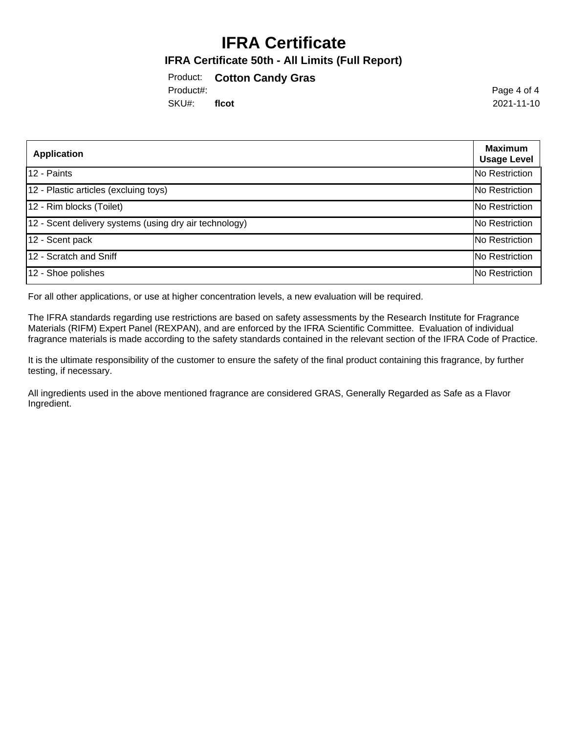# IFRA Certificate

## IFRA Certificate 50th - All Limits (Full Report)

Product: **Cotton Candy Gras**
Product#:
SKU#: **flcot**

2021-11-10

| Application | Maximum Usage Level |
|---|---|
| 12 - Paints | No Restriction |
| 12 - Plastic articles (excluing toys) | No Restriction |
| 12 - Rim blocks (Toilet) | No Restriction |
| 12 - Scent delivery systems (using dry air technology) | No Restriction |
| 12 - Scent pack | No Restriction |
| 12 - Scratch and Sniff | No Restriction |
| 12 - Shoe polishes | No Restriction |

For all other applications, or use at higher concentration levels, a new evaluation will be required.

The IFRA standards regarding use restrictions are based on safety assessments by the Research Institute for Fragrance Materials (RIFM) Expert Panel (REXPAN), and are enforced by the IFRA Scientific Committee. Evaluation of individual fragrance materials is made according to the safety standards contained in the relevant section of the IFRA Code of Practice.

It is the ultimate responsibility of the customer to ensure the safety of the final product containing this fragrance, by further testing, if necessary.

All ingredients used in the above mentioned fragrance are considered GRAS, Generally Regarded as Safe as a Flavor Ingredient.